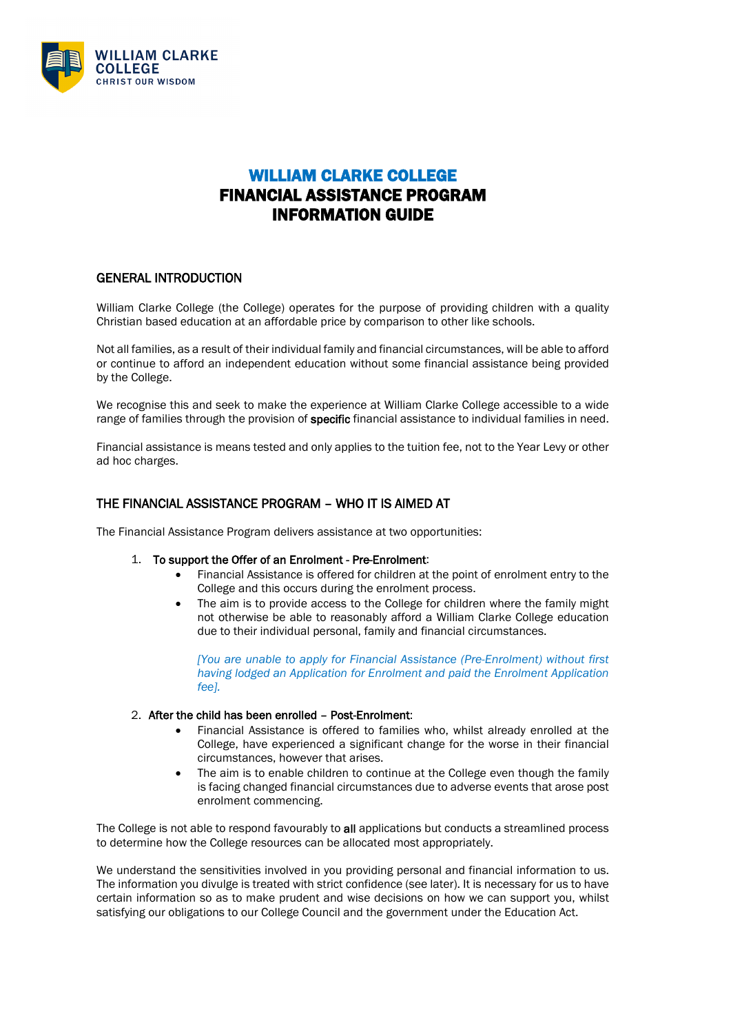WILLIAM CLARKE COLLEGE
CHRIST OUR WISDOM

# WILLIAM CLARKE COLLEGE
# FINANCIAL ASSISTANCE PROGRAM
# INFORMATION GUIDE

## GENERAL INTRODUCTION

William Clarke College (the College) operates for the purpose of providing children with a quality Christian based education at an affordable price by comparison to other like schools.

Not all families, as a result of their individual family and financial circumstances, will be able to afford or continue to afford an independent education without some financial assistance being provided by the College.

We recognise this and seek to make the experience at William Clarke College accessible to a wide range of families through the provision of **specific** financial assistance to individual families in need.

Financial assistance is means tested and only applies to the tuition fee, not to the Year Levy or other ad hoc charges.

## THE FINANCIAL ASSISTANCE PROGRAM – WHO IT IS AIMED AT

The Financial Assistance Program delivers assistance at two opportunities:

1. To support the Offer of an Enrolment - Pre-Enrolment:
   - Financial Assistance is offered for children at the point of enrolment entry to the College and this occurs during the enrolment process.
   - The aim is to provide access to the College for children where the family might not otherwise be able to reasonably afford a William Clarke College education due to their individual personal, family and financial circumstances.

   *[You are unable to apply for Financial Assistance (Pre-Enrolment) without first having lodged an Application for Enrolment and paid the Enrolment Application fee].*

2. After the child has been enrolled – Post-Enrolment:
   - Financial Assistance is offered to families who, whilst already enrolled at the College, have experienced a significant change for the worse in their financial circumstances, however that arises.
   - The aim is to enable children to continue at the College even though the family is facing changed financial circumstances due to adverse events that arose post enrolment commencing.

The College is not able to respond favourably to **all** applications but conducts a streamlined process to determine how the College resources can be allocated most appropriately.

We understand the sensitivities involved in you providing personal and financial information to us. The information you divulge is treated with strict confidence (see later). It is necessary for us to have certain information so as to make prudent and wise decisions on how we can support you, whilst satisfying our obligations to our College Council and the government under the Education Act.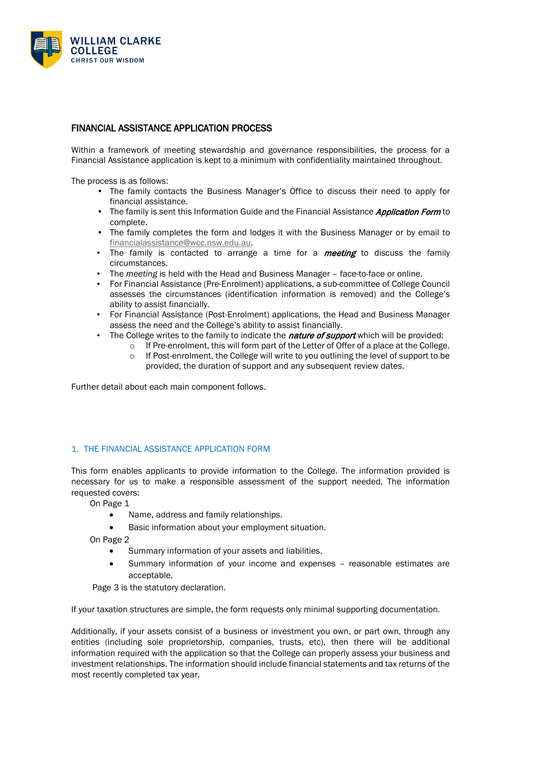## FINANCIAL ASSISTANCE APPLICATION PROCESS

Within a framework of meeting stewardship and governance responsibilities, the process for a Financial Assistance application is kept to a minimum with confidentiality maintained throughout.

The process is as follows:

- The family contacts the Business Manager's Office to discuss their need to apply for financial assistance.
- The family is sent this Information Guide and the Financial Assistance ***Application Form*** to complete.
- The family completes the form and lodges it with the Business Manager or by email to financialassistance@wcc.nsw.edu.au.
- The family is contacted to arrange a time for a ***meeting*** to discuss the family circumstances.
- The *meeting* is held with the Head and Business Manager – face-to-face or online.
- For Financial Assistance (Pre-Enrolment) applications, a sub-committee of College Council assesses the circumstances (identification information is removed) and the College's ability to assist financially.
- For Financial Assistance (Post-Enrolment) applications, the Head and Business Manager assess the need and the College's ability to assist financially.
- The College writes to the family to indicate the ***nature of support*** which will be provided:
  - If Pre-enrolment, this will form part of the Letter of Offer of a place at the College.
  - If Post-enrolment, the College will write to you outlining the level of support to be provided, the duration of support and any subsequent review dates.

Further detail about each main component follows.

### 1. THE FINANCIAL ASSISTANCE APPLICATION FORM

This form enables applicants to provide information to the College. The information provided is necessary for us to make a responsible assessment of the support needed. The information requested covers:

On Page 1

- Name, address and family relationships.
- Basic information about your employment situation.

On Page 2

- Summary information of your assets and liabilities.
- Summary information of your income and expenses – reasonable estimates are acceptable.

Page 3 is the statutory declaration.

If your taxation structures are simple, the form requests only minimal supporting documentation.

Additionally, if your assets consist of a business or investment you own, or part own, through any entities (including sole proprietorship, companies, trusts, etc), then there will be additional information required with the application so that the College can properly assess your business and investment relationships. The information should include financial statements and tax returns of the most recently completed tax year.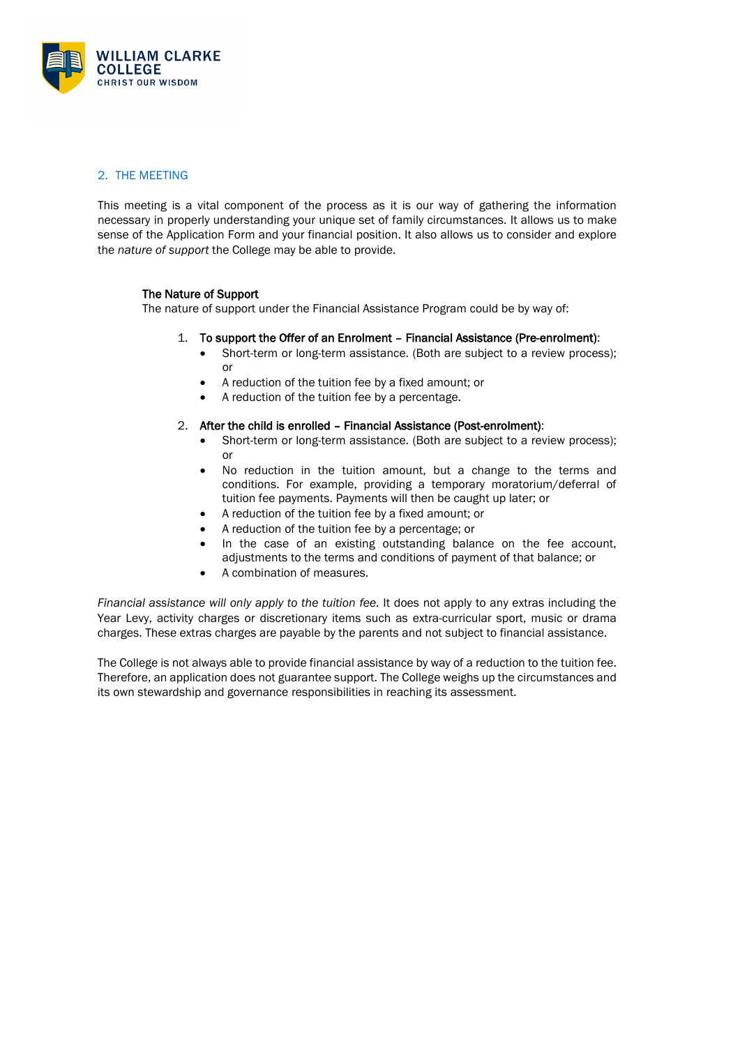## 2. THE MEETING

This meeting is a vital component of the process as it is our way of gathering the information necessary in properly understanding your unique set of family circumstances. It allows us to make sense of the Application Form and your financial position. It also allows us to consider and explore the *nature of support* the College may be able to provide.

### The Nature of Support

The nature of support under the Financial Assistance Program could be by way of:

1. **To support the Offer of an Enrolment – Financial Assistance (Pre-enrolment)**:
   - Short-term or long-term assistance. (Both are subject to a review process); or
   - A reduction of the tuition fee by a fixed amount; or
   - A reduction of the tuition fee by a percentage.

2. **After the child is enrolled – Financial Assistance (Post-enrolment)**:
   - Short-term or long-term assistance. (Both are subject to a review process); or
   - No reduction in the tuition amount, but a change to the terms and conditions. For example, providing a temporary moratorium/deferral of tuition fee payments. Payments will then be caught up later; or
   - A reduction of the tuition fee by a fixed amount; or
   - A reduction of the tuition fee by a percentage; or
   - In the case of an existing outstanding balance on the fee account, adjustments to the terms and conditions of payment of that balance; or
   - A combination of measures.

*Financial assistance will only apply to the tuition fee.* It does not apply to any extras including the Year Levy, activity charges or discretionary items such as extra-curricular sport, music or drama charges. These extras charges are payable by the parents and not subject to financial assistance.

The College is not always able to provide financial assistance by way of a reduction to the tuition fee. Therefore, an application does not guarantee support. The College weighs up the circumstances and its own stewardship and governance responsibilities in reaching its assessment.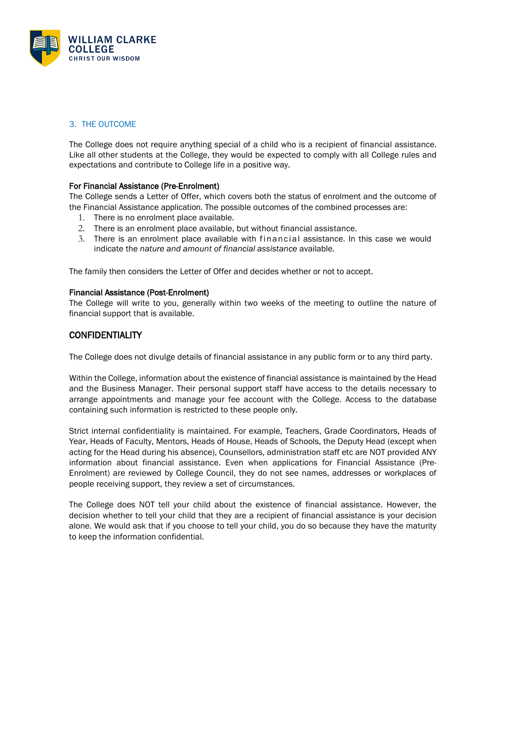## 3. THE OUTCOME

The College does not require anything special of a child who is a recipient of financial assistance. Like all other students at the College, they would be expected to comply with all College rules and expectations and contribute to College life in a positive way.

**For Financial Assistance (Pre-Enrolment)**

The College sends a Letter of Offer, which covers both the status of enrolment and the outcome of the Financial Assistance application. The possible outcomes of the combined processes are:

1. There is no enrolment place available.
2. There is an enrolment place available, but without financial assistance.
3. There is an enrolment place available with financial assistance. In this case we would indicate the *nature and amount of financial assistance* available.

The family then considers the Letter of Offer and decides whether or not to accept.

**Financial Assistance (Post-Enrolment)**

The College will write to you, generally within two weeks of the meeting to outline the nature of financial support that is available.

## CONFIDENTIALITY

The College does not divulge details of financial assistance in any public form or to any third party.

Within the College, information about the existence of financial assistance is maintained by the Head and the Business Manager. Their personal support staff have access to the details necessary to arrange appointments and manage your fee account with the College. Access to the database containing such information is restricted to these people only.

Strict internal confidentiality is maintained. For example, Teachers, Grade Coordinators, Heads of Year, Heads of Faculty, Mentors, Heads of House, Heads of Schools, the Deputy Head (except when acting for the Head during his absence), Counsellors, administration staff etc are NOT provided ANY information about financial assistance. Even when applications for Financial Assistance (Pre-Enrolment) are reviewed by College Council, they do not see names, addresses or workplaces of people receiving support, they review a set of circumstances.

The College does NOT tell your child about the existence of financial assistance. However, the decision whether to tell your child that they are a recipient of financial assistance is your decision alone. We would ask that if you choose to tell your child, you do so because they have the maturity to keep the information confidential.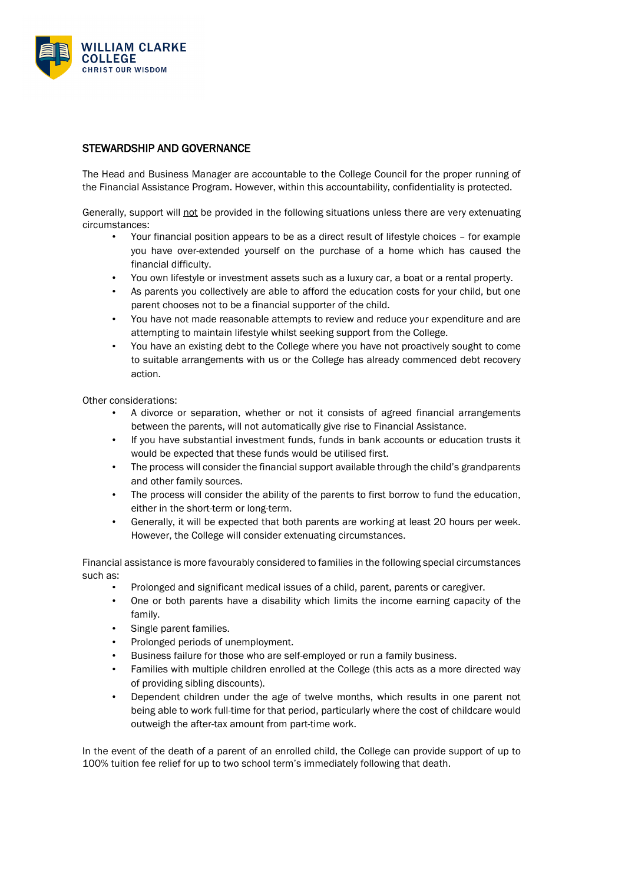## STEWARDSHIP AND GOVERNANCE

The Head and Business Manager are accountable to the College Council for the proper running of the Financial Assistance Program. However, within this accountability, confidentiality is protected.

Generally, support will <u>not</u> be provided in the following situations unless there are very extenuating circumstances:

- Your financial position appears to be as a direct result of lifestyle choices – for example you have over-extended yourself on the purchase of a home which has caused the financial difficulty.
- You own lifestyle or investment assets such as a luxury car, a boat or a rental property.
- As parents you collectively are able to afford the education costs for your child, but one parent chooses not to be a financial supporter of the child.
- You have not made reasonable attempts to review and reduce your expenditure and are attempting to maintain lifestyle whilst seeking support from the College.
- You have an existing debt to the College where you have not proactively sought to come to suitable arrangements with us or the College has already commenced debt recovery action.

Other considerations:

- A divorce or separation, whether or not it consists of agreed financial arrangements between the parents, will not automatically give rise to Financial Assistance.
- If you have substantial investment funds, funds in bank accounts or education trusts it would be expected that these funds would be utilised first.
- The process will consider the financial support available through the child's grandparents and other family sources.
- The process will consider the ability of the parents to first borrow to fund the education, either in the short-term or long-term.
- Generally, it will be expected that both parents are working at least 20 hours per week. However, the College will consider extenuating circumstances.

Financial assistance is more favourably considered to families in the following special circumstances such as:

- Prolonged and significant medical issues of a child, parent, parents or caregiver.
- One or both parents have a disability which limits the income earning capacity of the family.
- Single parent families.
- Prolonged periods of unemployment.
- Business failure for those who are self-employed or run a family business.
- Families with multiple children enrolled at the College (this acts as a more directed way of providing sibling discounts).
- Dependent children under the age of twelve months, which results in one parent not being able to work full-time for that period, particularly where the cost of childcare would outweigh the after-tax amount from part-time work.

In the event of the death of a parent of an enrolled child, the College can provide support of up to 100% tuition fee relief for up to two school term's immediately following that death.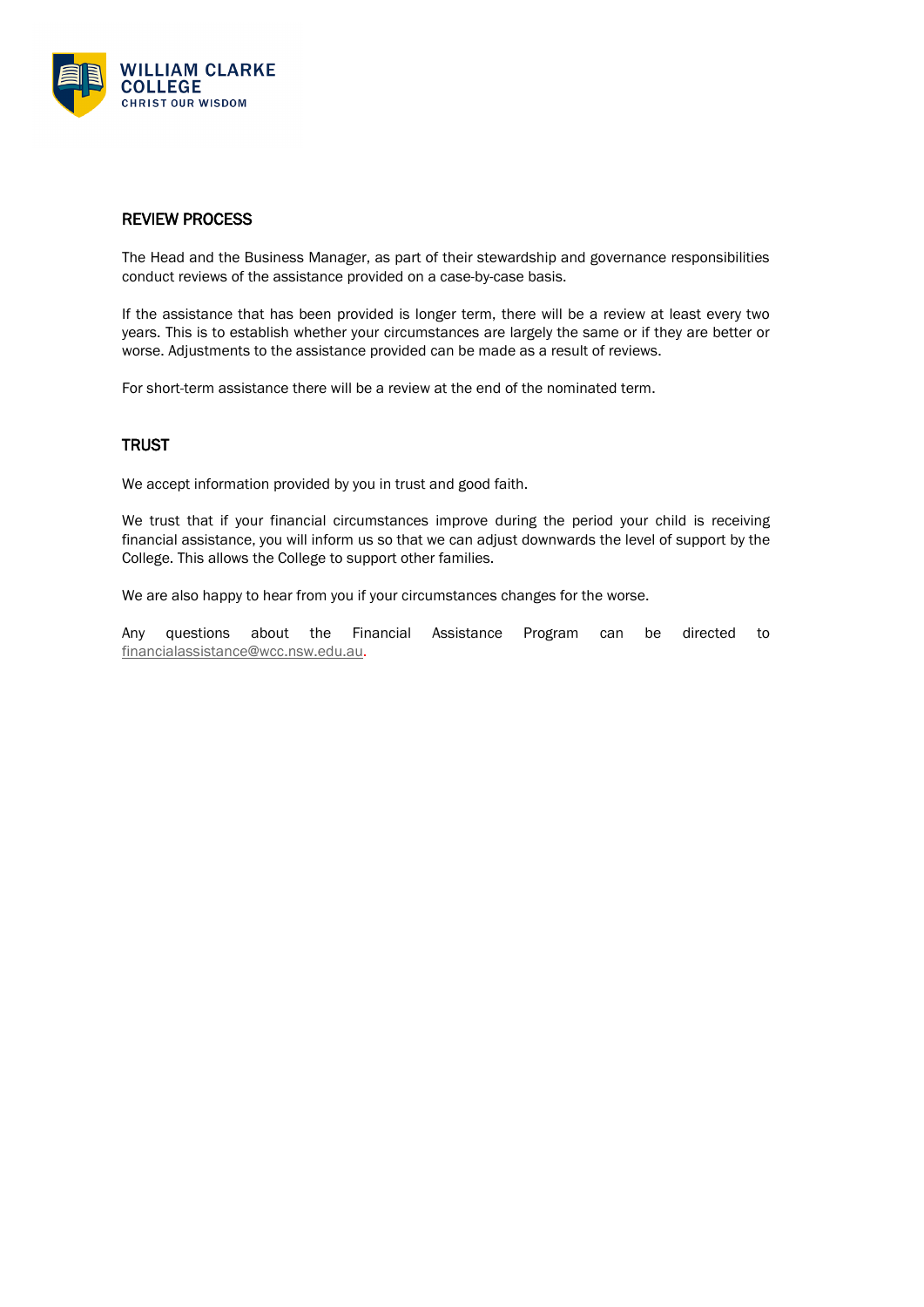## REVIEW PROCESS

The Head and the Business Manager, as part of their stewardship and governance responsibilities conduct reviews of the assistance provided on a case-by-case basis.

If the assistance that has been provided is longer term, there will be a review at least every two years. This is to establish whether your circumstances are largely the same or if they are better or worse. Adjustments to the assistance provided can be made as a result of reviews.

For short-term assistance there will be a review at the end of the nominated term.

## TRUST

We accept information provided by you in trust and good faith.

We trust that if your financial circumstances improve during the period your child is receiving financial assistance, you will inform us so that we can adjust downwards the level of support by the College. This allows the College to support other families.

We are also happy to hear from you if your circumstances changes for the worse.

Any questions about the Financial Assistance Program can be directed to financialassistance@wcc.nsw.edu.au.